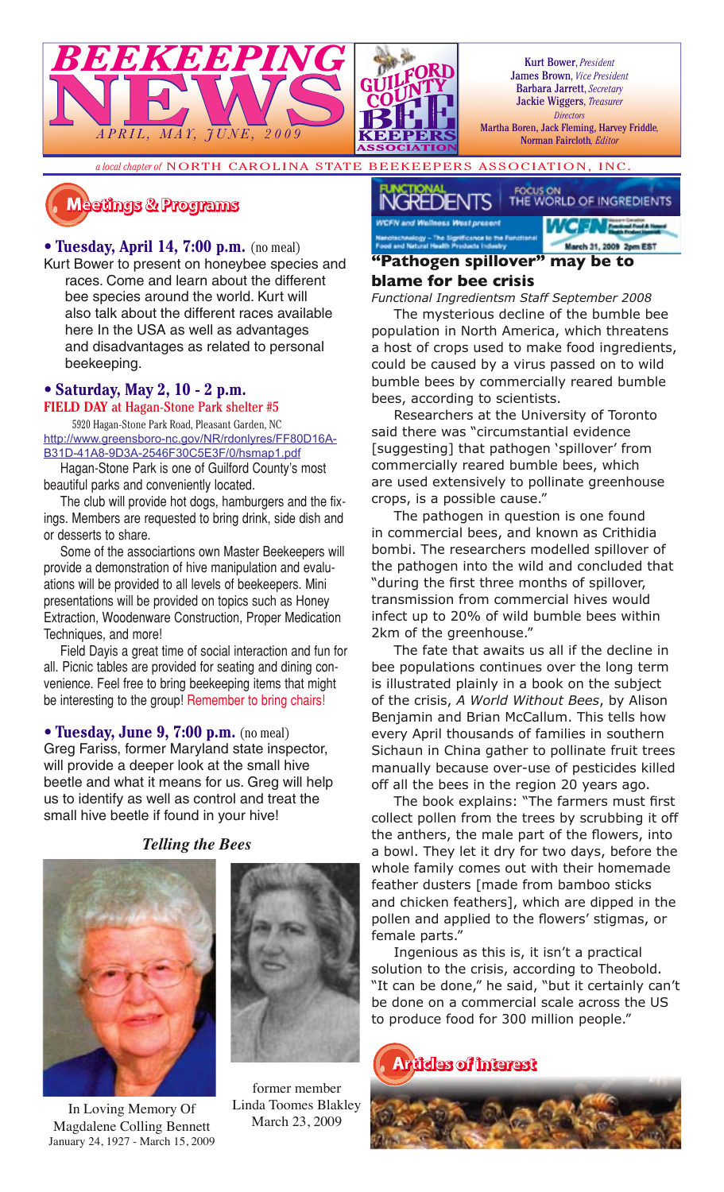# BEEKEEPING NEWS

*APRIL, MAY, JUNE, 2009*

GUILFORD COUNTY BEE KEEPERS ASSOCIATION

Kurt Bower, *President*
James Brown, *Vice President*
Barbara Jarrett, *Secretary*
Jackie Wiggers, *Treasurer*
*Directors*
Martha Boren, Jack Fleming, Harvey Friddle,
Norman Faircloth, *Editor*

*a local chapter of* NORTH CAROLINA STATE BEEKEEPERS ASSOCIATION, INC.

## Meetings & Programs

**• Tuesday, April 14, 7:00 p.m.** (no meal)

Kurt Bower to present on honeybee species and races. Come and learn about the different bee species around the world. Kurt will also talk about the different races available here In the USA as well as advantages and disadvantages as related to personal beekeeping.

**• Saturday, May 2, 10 - 2 p.m.**

**FIELD DAY at Hagan-Stone Park shelter #5**

5920 Hagan-Stone Park Road, Pleasant Garden, NC
http://www.greensboro-nc.gov/NR/rdonlyres/FF80D16A-B31D-41A8-9D3A-2546F30C5E3F/0/hsmap1.pdf

Hagan-Stone Park is one of Guilford County's most beautiful parks and conveniently located.

The club will provide hot dogs, hamburgers and the fixings. Members are requested to bring drink, side dish and or desserts to share.

Some of the associartions own Master Beekeepers will provide a demonstration of hive manipulation and evaluations will be provided to all levels of beekeepers. Mini presentations will be provided on topics such as Honey Extraction, Woodenware Construction, Proper Medication Techniques, and more!

Field Dayis a great time of social interaction and fun for all. Picnic tables are provided for seating and dining convenience. Feel free to bring beekeeping items that might be interesting to the group! Remember to bring chairs!

**• Tuesday, June 9, 7:00 p.m.** (no meal)

Greg Fariss, former Maryland state inspector, will provide a deeper look at the small hive beetle and what it means for us. Greg will help us to identify as well as control and treat the small hive beetle if found in your hive!

### *Telling the Bees*

In Loving Memory Of
Magdalene Colling Bennett
January 24, 1927 - March 15, 2009

former member
Linda Toomes Blakley
March 23, 2009

FUNCTIONAL INGREDIENTS — FOCUS ON THE WORLD OF INGREDIENTS

WCFN and Wellness West present — Nanotechnology – The Significance to the Functional Food and Natural Health Products Industry — March 31, 2009 2pm EST

## "Pathogen spillover" may be to blame for bee crisis

*Functional Ingredientsm Staff September 2008*

The mysterious decline of the bumble bee population in North America, which threatens a host of crops used to make food ingredients, could be caused by a virus passed on to wild bumble bees by commercially reared bumble bees, according to scientists.

Researchers at the University of Toronto said there was "circumstantial evidence [suggesting] that pathogen 'spillover' from commercially reared bumble bees, which are used extensively to pollinate greenhouse crops, is a possible cause."

The pathogen in question is one found in commercial bees, and known as Crithidia bombi. The researchers modelled spillover of the pathogen into the wild and concluded that "during the first three months of spillover, transmission from commercial hives would infect up to 20% of wild bumble bees within 2km of the greenhouse."

The fate that awaits us all if the decline in bee populations continues over the long term is illustrated plainly in a book on the subject of the crisis, *A World Without Bees*, by Alison Benjamin and Brian McCallum. This tells how every April thousands of families in southern Sichaun in China gather to pollinate fruit trees manually because over-use of pesticides killed off all the bees in the region 20 years ago.

The book explains: "The farmers must first collect pollen from the trees by scrubbing it off the anthers, the male part of the flowers, into a bowl. They let it dry for two days, before the whole family comes out with their homemade feather dusters [made from bamboo sticks and chicken feathers], which are dipped in the pollen and applied to the flowers' stigmas, or female parts."

Ingenious as this is, it isn't a practical solution to the crisis, according to Theobold. "It can be done," he said, "but it certainly can't be done on a commercial scale across the US to produce food for 300 million people."

## Articles of interest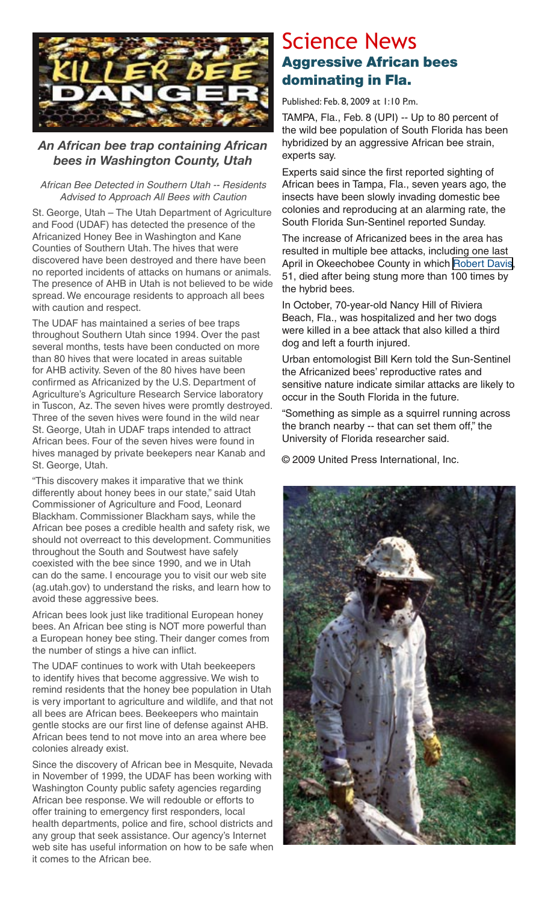*An African bee trap containing African bees in Washington County, Utah*

*African Bee Detected in Southern Utah -- Residents Advised to Approach All Bees with Caution*

St. George, Utah – The Utah Department of Agriculture and Food (UDAF) has detected the presence of the Africanized Honey Bee in Washington and Kane Counties of Southern Utah. The hives that were discovered have been destroyed and there have been no reported incidents of attacks on humans or animals. The presence of AHB in Utah is not believed to be wide spread. We encourage residents to approach all bees with caution and respect.

The UDAF has maintained a series of bee traps throughout Southern Utah since 1994. Over the past several months, tests have been conducted on more than 80 hives that were located in areas suitable for AHB activity. Seven of the 80 hives have been confirmed as Africanized by the U.S. Department of Agriculture's Agriculture Research Service laboratory in Tuscon, Az. The seven hives were promtly destroyed. Three of the seven hives were found in the wild near St. George, Utah in UDAF traps intended to attract African bees. Four of the seven hives were found in hives managed by private beekepers near Kanab and St. George, Utah.

"This discovery makes it imparative that we think differently about honey bees in our state," said Utah Commissioner of Agriculture and Food, Leonard Blackham. Commissioner Blackham says, while the African bee poses a credible health and safety risk, we should not overreact to this development. Communities throughout the South and Soutwest have safely coexisted with the bee since 1990, and we in Utah can do the same. I encourage you to visit our web site (ag.utah.gov) to understand the risks, and learn how to avoid these aggressive bees.

African bees look just like traditional European honey bees. An African bee sting is NOT more powerful than a European honey bee sting. Their danger comes from the number of stings a hive can inflict.

The UDAF continues to work with Utah beekeepers to identify hives that become aggressive. We wish to remind residents that the honey bee population in Utah is very important to agriculture and wildlife, and that not all bees are African bees. Beekeepers who maintain gentle stocks are our first line of defense against AHB. African bees tend to not move into an area where bee colonies already exist.

Since the discovery of African bee in Mesquite, Nevada in November of 1999, the UDAF has been working with Washington County public safety agencies regarding African bee response. We will redouble or efforts to offer training to emergency first responders, local health departments, police and fire, school districts and any group that seek assistance. Our agency's Internet web site has useful information on how to be safe when it comes to the African bee.

# Science News

## Aggressive African bees dominating in Fla.

Published: Feb. 8, 2009 at 1:10 P.m.

TAMPA, Fla., Feb. 8 (UPI) -- Up to 80 percent of the wild bee population of South Florida has been hybridized by an aggressive African bee strain, experts say.

Experts said since the first reported sighting of African bees in Tampa, Fla., seven years ago, the insects have been slowly invading domestic bee colonies and reproducing at an alarming rate, the South Florida Sun-Sentinel reported Sunday.

The increase of Africanized bees in the area has resulted in multiple bee attacks, including one last April in Okeechobee County in which Robert Davis, 51, died after being stung more than 100 times by the hybrid bees.

In October, 70-year-old Nancy Hill of Riviera Beach, Fla., was hospitalized and her two dogs were killed in a bee attack that also killed a third dog and left a fourth injured.

Urban entomologist Bill Kern told the Sun-Sentinel the Africanized bees' reproductive rates and sensitive nature indicate similar attacks are likely to occur in the South Florida in the future.

"Something as simple as a squirrel running across the branch nearby -- that can set them off," the University of Florida researcher said.

© 2009 United Press International, Inc.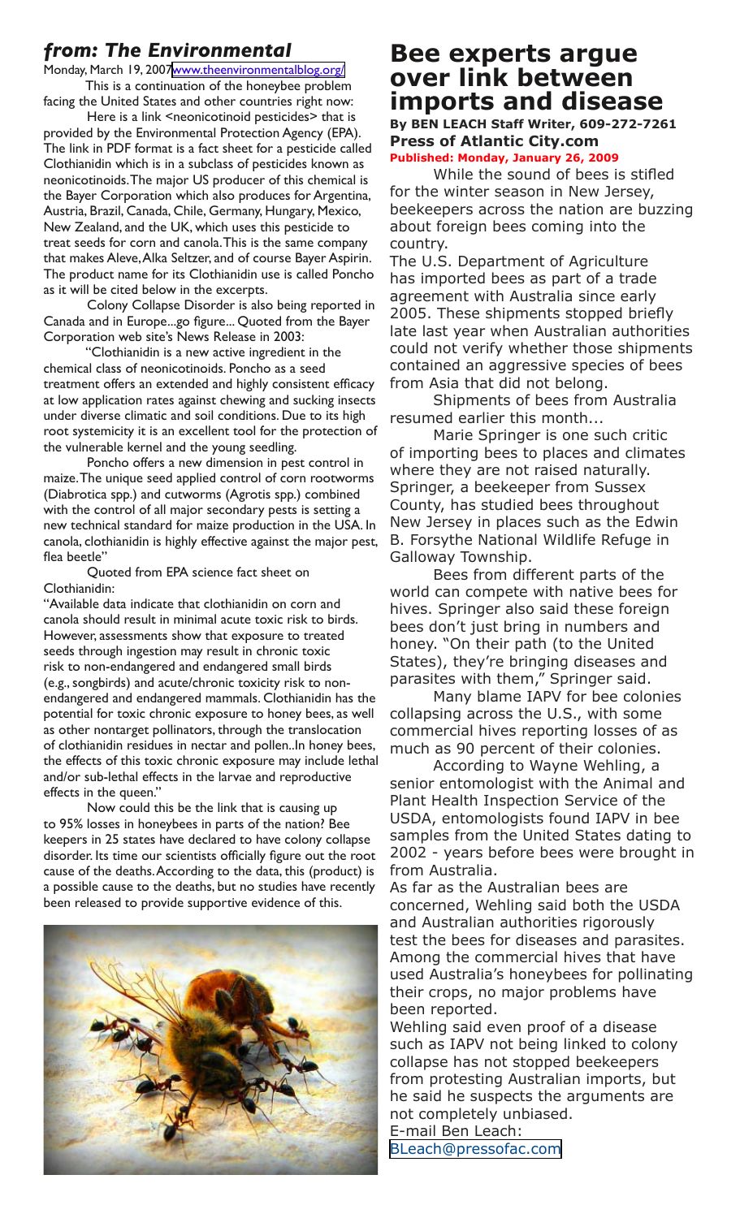## *from: The Environmental*

Monday, March 19, 2007 www.theenvironmentalblog.org/

This is a continuation of the honeybee problem facing the United States and other countries right now:

Here is a link <neonicotinoid pesticides> that is provided by the Environmental Protection Agency (EPA). The link in PDF format is a fact sheet for a pesticide called Clothianidin which is in a subclass of pesticides known as neonicotinoids. The major US producer of this chemical is the Bayer Corporation which also produces for Argentina, Austria, Brazil, Canada, Chile, Germany, Hungary, Mexico, New Zealand, and the UK, which uses this pesticide to treat seeds for corn and canola. This is the same company that makes Aleve, Alka Seltzer, and of course Bayer Aspirin. The product name for its Clothianidin use is called Poncho as it will be cited below in the excerpts.

Colony Collapse Disorder is also being reported in Canada and in Europe...go figure... Quoted from the Bayer Corporation web site's News Release in 2003:

"Clothianidin is a new active ingredient in the chemical class of neonicotinoids. Poncho as a seed treatment offers an extended and highly consistent efficacy at low application rates against chewing and sucking insects under diverse climatic and soil conditions. Due to its high root systemicity it is an excellent tool for the protection of the vulnerable kernel and the young seedling.

Poncho offers a new dimension in pest control in maize. The unique seed applied control of corn rootworms (Diabrotica spp.) and cutworms (Agrotis spp.) combined with the control of all major secondary pests is setting a new technical standard for maize production in the USA. In canola, clothianidin is highly effective against the major pest, flea beetle"

Quoted from EPA science fact sheet on Clothianidin:

"Available data indicate that clothianidin on corn and canola should result in minimal acute toxic risk to birds. However, assessments show that exposure to treated seeds through ingestion may result in chronic toxic risk to non-endangered and endangered small birds (e.g., songbirds) and acute/chronic toxicity risk to non-endangered and endangered mammals. Clothianidin has the potential for toxic chronic exposure to honey bees, as well as other nontarget pollinators, through the translocation of clothianidin residues in nectar and pollen..In honey bees, the effects of this toxic chronic exposure may include lethal and/or sub-lethal effects in the larvae and reproductive effects in the queen."

Now could this be the link that is causing up to 95% losses in honeybees in parts of the nation? Bee keepers in 25 states have declared to have colony collapse disorder. Its time our scientists officially figure out the root cause of the deaths. According to the data, this (product) is a possible cause to the deaths, but no studies have recently been released to provide supportive evidence of this.

# Bee experts argue over link between imports and disease

**By BEN LEACH Staff Writer, 609-272-7261**
**Press of Atlantic City.com**
**Published: Monday, January 26, 2009**

While the sound of bees is stifled for the winter season in New Jersey, beekeepers across the nation are buzzing about foreign bees coming into the country.

The U.S. Department of Agriculture has imported bees as part of a trade agreement with Australia since early 2005. These shipments stopped briefly late last year when Australian authorities could not verify whether those shipments contained an aggressive species of bees from Asia that did not belong.

Shipments of bees from Australia resumed earlier this month...

Marie Springer is one such critic of importing bees to places and climates where they are not raised naturally. Springer, a beekeeper from Sussex County, has studied bees throughout New Jersey in places such as the Edwin B. Forsythe National Wildlife Refuge in Galloway Township.

Bees from different parts of the world can compete with native bees for hives. Springer also said these foreign bees don't just bring in numbers and honey. "On their path (to the United States), they're bringing diseases and parasites with them," Springer said.

Many blame IAPV for bee colonies collapsing across the U.S., with some commercial hives reporting losses of as much as 90 percent of their colonies.

According to Wayne Wehling, a senior entomologist with the Animal and Plant Health Inspection Service of the USDA, entomologists found IAPV in bee samples from the United States dating to 2002 - years before bees were brought in from Australia.

As far as the Australian bees are concerned, Wehling said both the USDA and Australian authorities rigorously test the bees for diseases and parasites. Among the commercial hives that have used Australia's honeybees for pollinating their crops, no major problems have been reported.

Wehling said even proof of a disease such as IAPV not being linked to colony collapse has not stopped beekeepers from protesting Australian imports, but he said he suspects the arguments are not completely unbiased.

E-mail Ben Leach:
BLeach@pressofac.com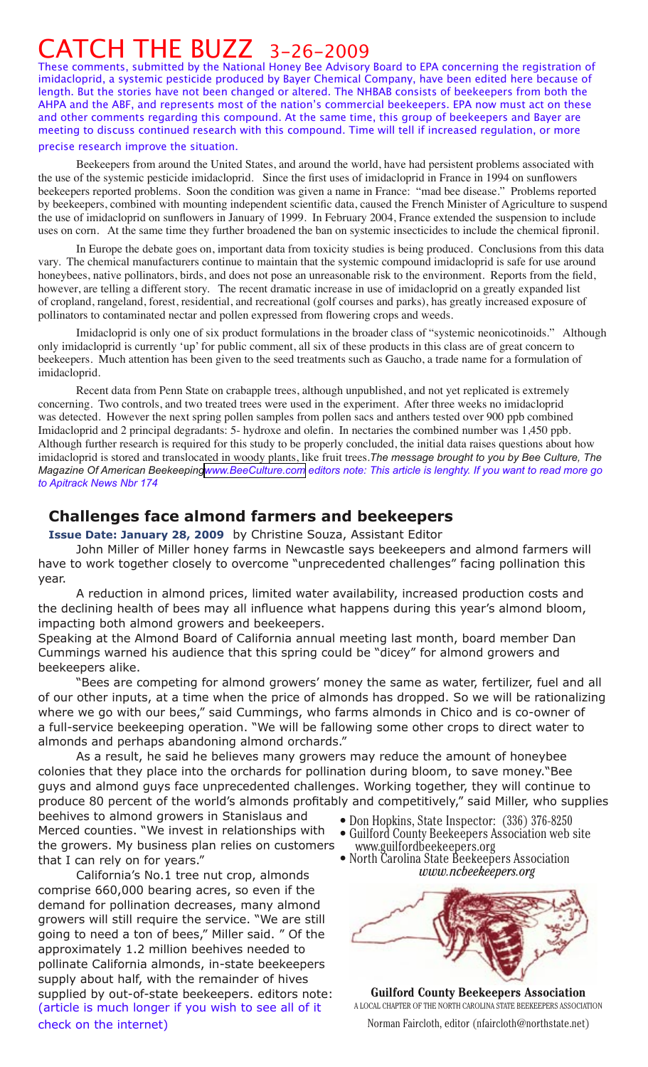# CATCH THE BUZZ 3-26-2009

These comments, submitted by the National Honey Bee Advisory Board to EPA concerning the registration of imidacloprid, a systemic pesticide produced by Bayer Chemical Company, have been edited here because of length. But the stories have not been changed or altered. The NHBAB consists of beekeepers from both the AHPA and the ABF, and represents most of the nation's commercial beekeepers. EPA now must act on these and other comments regarding this compound. At the same time, this group of beekeepers and Bayer are meeting to discuss continued research with this compound. Time will tell if increased regulation, or more precise research improve the situation.

Beekeepers from around the United States, and around the world, have had persistent problems associated with the use of the systemic pesticide imidacloprid. Since the first uses of imidacloprid in France in 1994 on sunflowers beekeepers reported problems. Soon the condition was given a name in France: "mad bee disease." Problems reported by beekeepers, combined with mounting independent scientific data, caused the French Minister of Agriculture to suspend the use of imidacloprid on sunflowers in January of 1999. In February 2004, France extended the suspension to include uses on corn. At the same time they further broadened the ban on systemic insecticides to include the chemical fipronil.

In Europe the debate goes on, important data from toxicity studies is being produced. Conclusions from this data vary. The chemical manufacturers continue to maintain that the systemic compound imidacloprid is safe for use around honeybees, native pollinators, birds, and does not pose an unreasonable risk to the environment. Reports from the field, however, are telling a different story. The recent dramatic increase in use of imidacloprid on a greatly expanded list of cropland, rangeland, forest, residential, and recreational (golf courses and parks), has greatly increased exposure of pollinators to contaminated nectar and pollen expressed from flowering crops and weeds.

Imidacloprid is only one of six product formulations in the broader class of "systemic neonicotinoids." Although only imidacloprid is currently 'up' for public comment, all six of these products in this class are of great concern to beekeepers. Much attention has been given to the seed treatments such as Gaucho, a trade name for a formulation of imidacloprid.

Recent data from Penn State on crabapple trees, although unpublished, and not yet replicated is extremely concerning. Two controls, and two treated trees were used in the experiment. After three weeks no imidacloprid was detected. However the next spring pollen samples from pollen sacs and anthers tested over 900 ppb combined Imidacloprid and 2 principal degradants: 5- hydroxe and olefin. In nectaries the combined number was 1,450 ppb. Although further research is required for this study to be properly concluded, the initial data raises questions about how imidacloprid is stored and translocated in woody plants, like fruit trees. *The message brought to you by Bee Culture, The Magazine Of American Beekeeping www.BeeCulture.com editors note: This article is lenghty. If you want to read more go to Apitrack News Nbr 174*

## Challenges face almond farmers and beekeepers

**Issue Date: January 28, 2009** by Christine Souza, Assistant Editor

John Miller of Miller honey farms in Newcastle says beekeepers and almond farmers will have to work together closely to overcome "unprecedented challenges" facing pollination this year.

A reduction in almond prices, limited water availability, increased production costs and the declining health of bees may all influence what happens during this year's almond bloom, impacting both almond growers and beekeepers.

Speaking at the Almond Board of California annual meeting last month, board member Dan Cummings warned his audience that this spring could be "dicey" for almond growers and beekeepers alike.

"Bees are competing for almond growers' money the same as water, fertilizer, fuel and all of our other inputs, at a time when the price of almonds has dropped. So we will be rationalizing where we go with our bees," said Cummings, who farms almonds in Chico and is co-owner of a full-service beekeeping operation. "We will be fallowing some other crops to direct water to almonds and perhaps abandoning almond orchards."

As a result, he said he believes many growers may reduce the amount of honeybee colonies that they place into the orchards for pollination during bloom, to save money."Bee guys and almond guys face unprecedented challenges. Working together, they will continue to produce 80 percent of the world's almonds profitably and competitively," said Miller, who supplies beehives to almond growers in Stanislaus and Merced counties. "We invest in relationships with the growers. My business plan relies on customers that I can rely on for years."

California's No.1 tree nut crop, almonds comprise 660,000 bearing acres, so even if the demand for pollination decreases, many almond growers will still require the service. "We are still going to need a ton of bees," Miller said. " Of the approximately 1.2 million beehives needed to pollinate California almonds, in-state beekeepers supply about half, with the remainder of hives supplied by out-of-state beekeepers. editors note: (article is much longer if you wish to see all of it check on the internet)

- Don Hopkins, State Inspector: (336) 376-8250
- Guilford County Beekeepers Association web site www.guilfordbeekeepers.org
- North Carolina State Beekeepers Association *www.ncbeekeepers.org*

**Guilford County Beekeepers Association**
A LOCAL CHAPTER OF THE NORTH CAROLINA STATE BEEKEEPERS ASSOCIATION

Norman Faircloth, editor (nfaircloth@northstate.net)